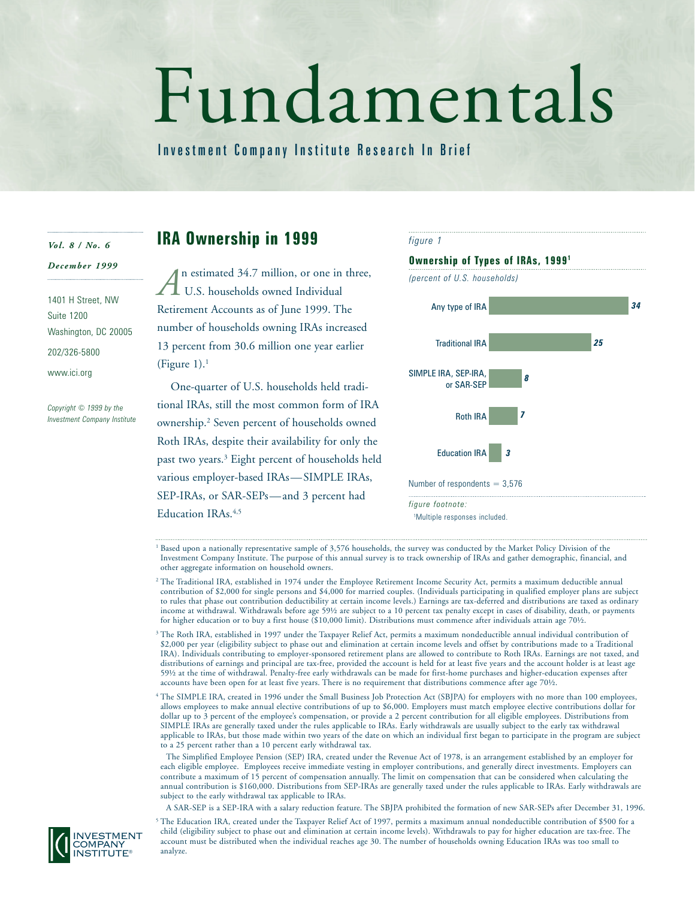# Fundamentals

Investment Company Institute Research In Brief

*Vol. 8 / No. 6*

*December 1999*

1401 H Street, NW
Suite 1200
Washington, DC 20005
202/326-5800
www.ici.org

*Copyright © 1999 by the Investment Company Institute*

## IRA Ownership in 1999

An estimated 34.7 million, or one in three, U.S. households owned Individual Retirement Accounts as of June 1999. The number of households owning IRAs increased 13 percent from 30.6 million one year earlier (Figure 1).[1]

One-quarter of U.S. households held traditional IRAs, still the most common form of IRA ownership.[2] Seven percent of households owned Roth IRAs, despite their availability for only the past two years.[3] Eight percent of households held various employer-based IRAs—SIMPLE IRAs, SEP-IRAs, or SAR-SEPs—and 3 percent had Education IRAs.[4,5]

*figure 1*

**Ownership of Types of IRAs, 1999**[1]

*(percent of U.S. households)*

| Type | Percent |
|---|---|
| Any type of IRA | 34 |
| Traditional IRA | 25 |
| SIMPLE IRA, SEP-IRA, or SAR-SEP | 8 |
| Roth IRA | 7 |
| Education IRA | 3 |

Number of respondents = 3,576

*figure footnote:*
[1]Multiple responses included.

---

[1] Based upon a nationally representative sample of 3,576 households, the survey was conducted by the Market Policy Division of the Investment Company Institute. The purpose of this annual survey is to track ownership of IRAs and gather demographic, financial, and other aggregate information on household owners.

[2] The Traditional IRA, established in 1974 under the Employee Retirement Income Security Act, permits a maximum deductible annual contribution of $2,000 for single persons and $4,000 for married couples. (Individuals participating in qualified employer plans are subject to rules that phase out contribution deductibility at certain income levels.) Earnings are tax-deferred and distributions are taxed as ordinary income at withdrawal. Withdrawals before age 59½ are subject to a 10 percent tax penalty except in cases of disability, death, or payments for higher education or to buy a first house ($10,000 limit). Distributions must commence after individuals attain age 70½.

[3] The Roth IRA, established in 1997 under the Taxpayer Relief Act, permits a maximum nondeductible annual individual contribution of $2,000 per year (eligibility subject to phase out and elimination at certain income levels and offset by contributions made to a Traditional IRA). Individuals contributing to employer-sponsored retirement plans are allowed to contribute to Roth IRAs. Earnings are not taxed, and distributions of earnings and principal are tax-free, provided the account is held for at least five years and the account holder is at least age 59½ at the time of withdrawal. Penalty-free early withdrawals can be made for first-home purchases and higher-education expenses after accounts have been open for at least five years. There is no requirement that distributions commence after age 70½.

[4] The SIMPLE IRA, created in 1996 under the Small Business Job Protection Act (SBJPA) for employers with no more than 100 employees, allows employees to make annual elective contributions of up to $6,000. Employers must match employee elective contributions dollar for dollar up to 3 percent of the employee's compensation, or provide a 2 percent contribution for all eligible employees. Distributions from SIMPLE IRAs are generally taxed under the rules applicable to IRAs. Early withdrawals are usually subject to the early tax withdrawal applicable to IRAs, but those made within two years of the date on which an individual first began to participate in the program are subject to a 25 percent rather than a 10 percent early withdrawal tax.

The Simplified Employee Pension (SEP) IRA, created under the Revenue Act of 1978, is an arrangement established by an employer for each eligible employee. Employees receive immediate vesting in employer contributions, and generally direct investments. Employers can contribute a maximum of 15 percent of compensation annually. The limit on compensation that can be considered when calculating the annual contribution is $160,000. Distributions from SEP-IRAs are generally taxed under the rules applicable to IRAs. Early withdrawals are subject to the early withdrawal tax applicable to IRAs.

A SAR-SEP is a SEP-IRA with a salary reduction feature. The SBJPA prohibited the formation of new SAR-SEPs after December 31, 1996.

[5] The Education IRA, created under the Taxpayer Relief Act of 1997, permits a maximum annual nondeductible contribution of $500 for a child (eligibility subject to phase out and elimination at certain income levels). Withdrawals to pay for higher education are tax-free. The account must be distributed when the individual reaches age 30. The number of households owning Education IRAs was too small to analyze.

INVESTMENT COMPANY INSTITUTE®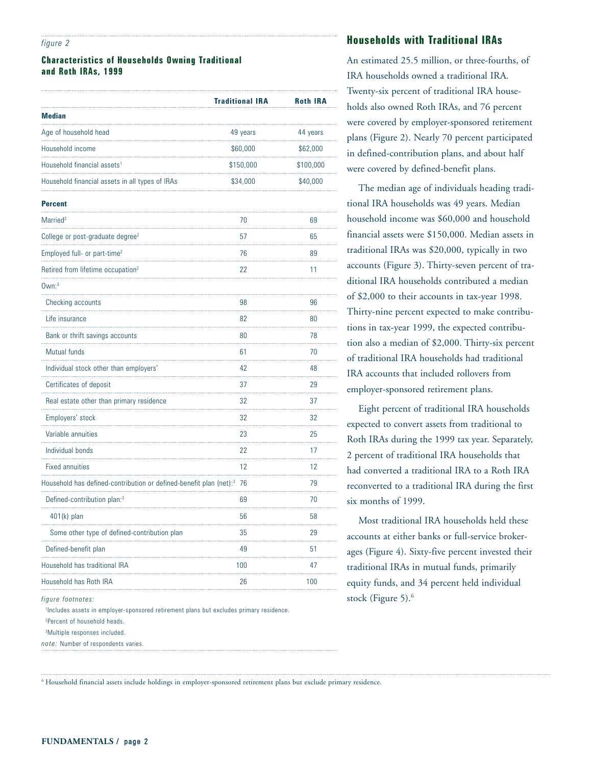*figure 2*

**Characteristics of Households Owning Traditional and Roth IRAs, 1999**

| | Traditional IRA | Roth IRA |
|---|---|---|
| **Median** | | |
| Age of household head | 49 years | 44 years |
| Household income | $60,000 | $62,000 |
| Household financial assets[1] | $150,000 | $100,000 |
| Household financial assets in all types of IRAs | $34,000 | $40,000 |
| **Percent** | | |
| Married[2] | 70 | 69 |
| College or post-graduate degree[2] | 57 | 65 |
| Employed full- or part-time[2] | 76 | 89 |
| Retired from lifetime occupation[2] | 22 | 11 |
| Own:[3] | | |
| Checking accounts | 98 | 96 |
| Life insurance | 82 | 80 |
| Bank or thrift savings accounts | 80 | 78 |
| Mutual funds | 61 | 70 |
| Individual stock other than employers' | 42 | 48 |
| Certificates of deposit | 37 | 29 |
| Real estate other than primary residence | 32 | 37 |
| Employers' stock | 32 | 32 |
| Variable annuities | 23 | 25 |
| Individual bonds | 22 | 17 |
| Fixed annuities | 12 | 12 |
| Household has defined-contribution or defined-benefit plan (net):[3] | 76 | 79 |
| Defined-contribution plan:[3] | 69 | 70 |
| 401(k) plan | 56 | 58 |
| Some other type of defined-contribution plan | 35 | 29 |
| Defined-benefit plan | 49 | 51 |
| Household has traditional IRA | 100 | 47 |
| Household has Roth IRA | 26 | 100 |

*figure footnotes:*

[1]Includes assets in employer-sponsored retirement plans but excludes primary residence.

[2]Percent of household heads.

[3]Multiple responses included.

*note:* Number of respondents varies.

## Households with Traditional IRAs

An estimated 25.5 million, or three-fourths, of IRA households owned a traditional IRA. Twenty-six percent of traditional IRA households also owned Roth IRAs, and 76 percent were covered by employer-sponsored retirement plans (Figure 2). Nearly 70 percent participated in defined-contribution plans, and about half were covered by defined-benefit plans.

The median age of individuals heading traditional IRA households was 49 years. Median household income was $60,000 and household financial assets were $150,000. Median assets in traditional IRAs was $20,000, typically in two accounts (Figure 3). Thirty-seven percent of traditional IRA households contributed a median of $2,000 to their accounts in tax-year 1998. Thirty-nine percent expected to make contributions in tax-year 1999, the expected contribution also a median of $2,000. Thirty-six percent of traditional IRA households had traditional IRA accounts that included rollovers from employer-sponsored retirement plans.

Eight percent of traditional IRA households expected to convert assets from traditional to Roth IRAs during the 1999 tax year. Separately, 2 percent of traditional IRA households that had converted a traditional IRA to a Roth IRA reconverted to a traditional IRA during the first six months of 1999.

Most traditional IRA households held these accounts at either banks or full-service brokerages (Figure 4). Sixty-five percent invested their traditional IRAs in mutual funds, primarily equity funds, and 34 percent held individual stock (Figure 5).[6]

[6] Household financial assets include holdings in employer-sponsored retirement plans but exclude primary residence.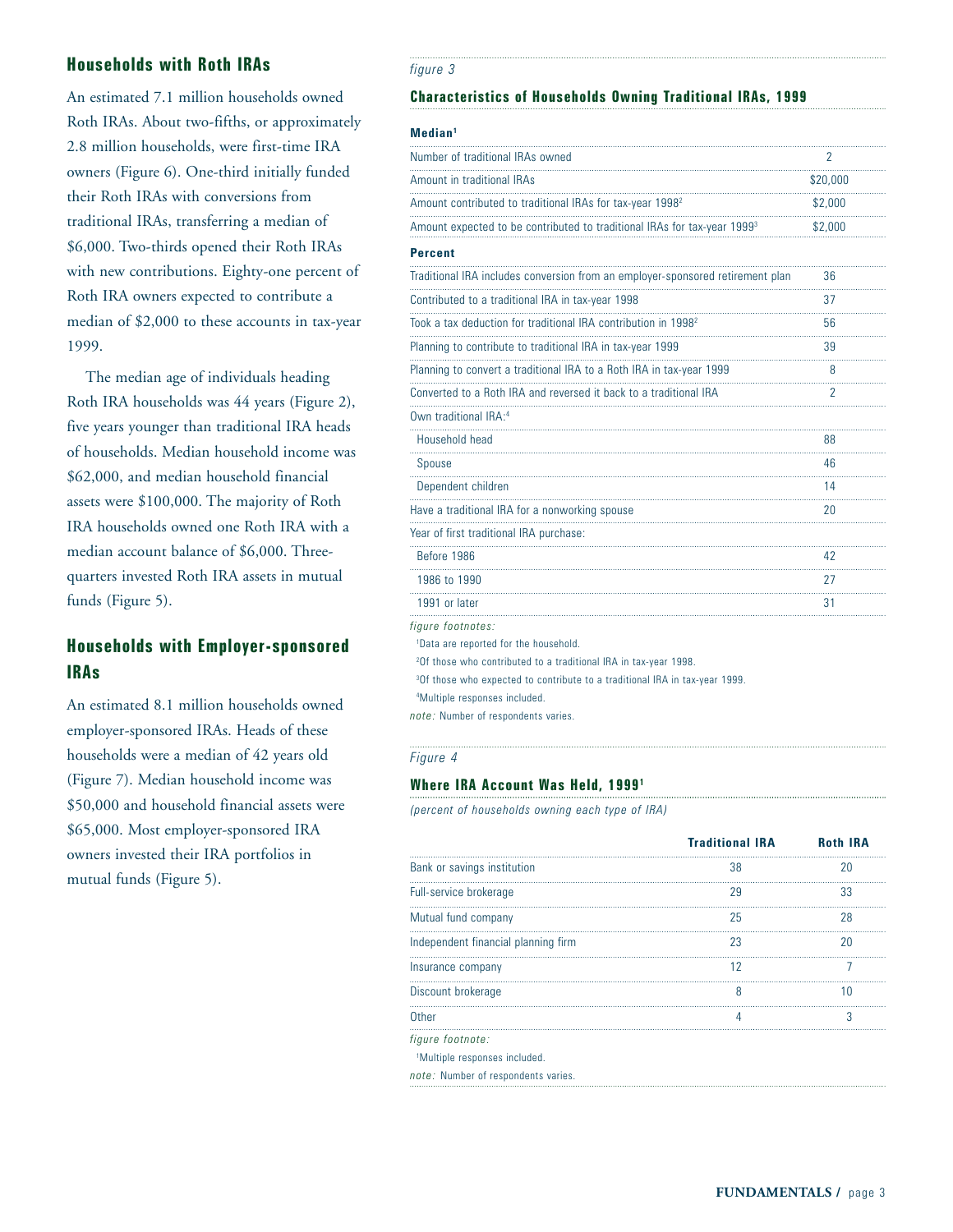## Households with Roth IRAs

An estimated 7.1 million households owned Roth IRAs. About two-fifths, or approximately 2.8 million households, were first-time IRA owners (Figure 6). One-third initially funded their Roth IRAs with conversions from traditional IRAs, transferring a median of $6,000. Two-thirds opened their Roth IRAs with new contributions. Eighty-one percent of Roth IRA owners expected to contribute a median of $2,000 to these accounts in tax-year 1999.

The median age of individuals heading Roth IRA households was 44 years (Figure 2), five years younger than traditional IRA heads of households. Median household income was $62,000, and median household financial assets were $100,000. The majority of Roth IRA households owned one Roth IRA with a median account balance of $6,000. Three-quarters invested Roth IRA assets in mutual funds (Figure 5).

## Households with Employer-sponsored IRAs

An estimated 8.1 million households owned employer-sponsored IRAs. Heads of these households were a median of 42 years old (Figure 7). Median household income was $50,000 and household financial assets were $65,000. Most employer-sponsored IRA owners invested their IRA portfolios in mutual funds (Figure 5).

*figure 3*

### Characteristics of Households Owning Traditional IRAs, 1999

| **Median**[1] | |
|---|---|
| Number of traditional IRAs owned | 2 |
| Amount in traditional IRAs | $20,000 |
| Amount contributed to traditional IRAs for tax-year 1998[2] | $2,000 |
| Amount expected to be contributed to traditional IRAs for tax-year 1999[3] | $2,000 |
| **Percent** | |
| Traditional IRA includes conversion from an employer-sponsored retirement plan | 36 |
| Contributed to a traditional IRA in tax-year 1998 | 37 |
| Took a tax deduction for traditional IRA contribution in 1998[2] | 56 |
| Planning to contribute to traditional IRA in tax-year 1999 | 39 |
| Planning to convert a traditional IRA to a Roth IRA in tax-year 1999 | 8 |
| Converted to a Roth IRA and reversed it back to a traditional IRA | 2 |
| Own traditional IRA:[4] | |
| Household head | 88 |
| Spouse | 46 |
| Dependent children | 14 |
| Have a traditional IRA for a nonworking spouse | 20 |
| Year of first traditional IRA purchase: | |
| Before 1986 | 42 |
| 1986 to 1990 | 27 |
| 1991 or later | 31 |

*figure footnotes:*

[1]Data are reported for the household.

[2]Of those who contributed to a traditional IRA in tax-year 1998.

[3]Of those who expected to contribute to a traditional IRA in tax-year 1999.

[4]Multiple responses included.

*note:* Number of respondents varies.

*Figure 4*

### Where IRA Account Was Held, 1999[1]

*(percent of households owning each type of IRA)*

| | Traditional IRA | Roth IRA |
|---|---|---|
| Bank or savings institution | 38 | 20 |
| Full-service brokerage | 29 | 33 |
| Mutual fund company | 25 | 28 |
| Independent financial planning firm | 23 | 20 |
| Insurance company | 12 | 7 |
| Discount brokerage | 8 | 10 |
| Other | 4 | 3 |

*figure footnote:*

[1]Multiple responses included.

*note:* Number of respondents varies.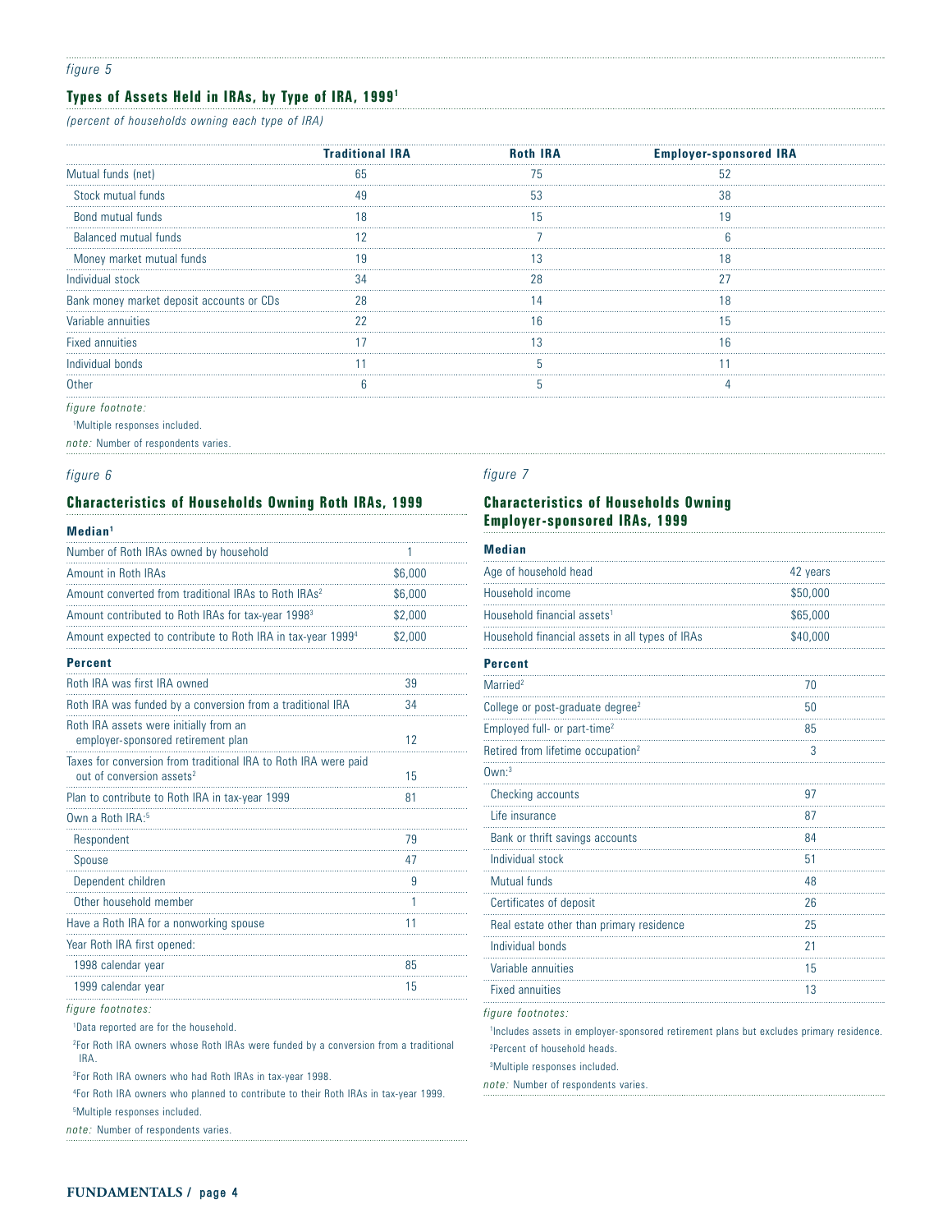*figure 5*

### Types of Assets Held in IRAs, by Type of IRA, 1999[1]

*(percent of households owning each type of IRA)*

| | Traditional IRA | Roth IRA | Employer-sponsored IRA |
|---|---|---|---|
| Mutual funds (net) | 65 | 75 | 52 |
| Stock mutual funds | 49 | 53 | 38 |
| Bond mutual funds | 18 | 15 | 19 |
| Balanced mutual funds | 12 | 7 | 6 |
| Money market mutual funds | 19 | 13 | 18 |
| Individual stock | 34 | 28 | 27 |
| Bank money market deposit accounts or CDs | 28 | 14 | 18 |
| Variable annuities | 22 | 16 | 15 |
| Fixed annuities | 17 | 13 | 16 |
| Individual bonds | 11 | 5 | 11 |
| Other | 6 | 5 | 4 |

*figure footnote:*

[1]Multiple responses included.

*note:* Number of respondents varies.

*figure 6*

### Characteristics of Households Owning Roth IRAs, 1999

| **Median**[1] | |
|---|---|
| Number of Roth IRAs owned by household | 1 |
| Amount in Roth IRAs | $6,000 |
| Amount converted from traditional IRAs to Roth IRAs[2] | $6,000 |
| Amount contributed to Roth IRAs for tax-year 1998[3] | $2,000 |
| Amount expected to contribute to Roth IRA in tax-year 1999[4] | $2,000 |
| **Percent** | |
| Roth IRA was first IRA owned | 39 |
| Roth IRA was funded by a conversion from a traditional IRA | 34 |
| Roth IRA assets were initially from an employer-sponsored retirement plan | 12 |
| Taxes for conversion from traditional IRA to Roth IRA were paid out of conversion assets[2] | 15 |
| Plan to contribute to Roth IRA in tax-year 1999 | 81 |
| Own a Roth IRA:[5] | |
| Respondent | 79 |
| Spouse | 47 |
| Dependent children | 9 |
| Other household member | 1 |
| Have a Roth IRA for a nonworking spouse | 11 |
| Year Roth IRA first opened: | |
| 1998 calendar year | 85 |
| 1999 calendar year | 15 |

*figure footnotes:*

[1]Data reported are for the household.

[2]For Roth IRA owners whose Roth IRAs were funded by a conversion from a traditional IRA.

[3]For Roth IRA owners who had Roth IRAs in tax-year 1998.

[4]For Roth IRA owners who planned to contribute to their Roth IRAs in tax-year 1999.

[5]Multiple responses included.

*note:* Number of respondents varies.

*figure 7*

### Characteristics of Households Owning Employer-sponsored IRAs, 1999

| **Median** | |
|---|---|
| Age of household head | 42 years |
| Household income | $50,000 |
| Household financial assets[1] | $65,000 |
| Household financial assets in all types of IRAs | $40,000 |
| **Percent** | |
| Married[2] | 70 |
| College or post-graduate degree[2] | 50 |
| Employed full- or part-time[2] | 85 |
| Retired from lifetime occupation[2] | 3 |
| Own:[3] | |
| Checking accounts | 97 |
| Life insurance | 87 |
| Bank or thrift savings accounts | 84 |
| Individual stock | 51 |
| Mutual funds | 48 |
| Certificates of deposit | 26 |
| Real estate other than primary residence | 25 |
| Individual bonds | 21 |
| Variable annuities | 15 |
| Fixed annuities | 13 |

*figure footnotes:*

[1]Includes assets in employer-sponsored retirement plans but excludes primary residence.

[2]Percent of household heads.

[3]Multiple responses included.

*note:* Number of respondents varies.